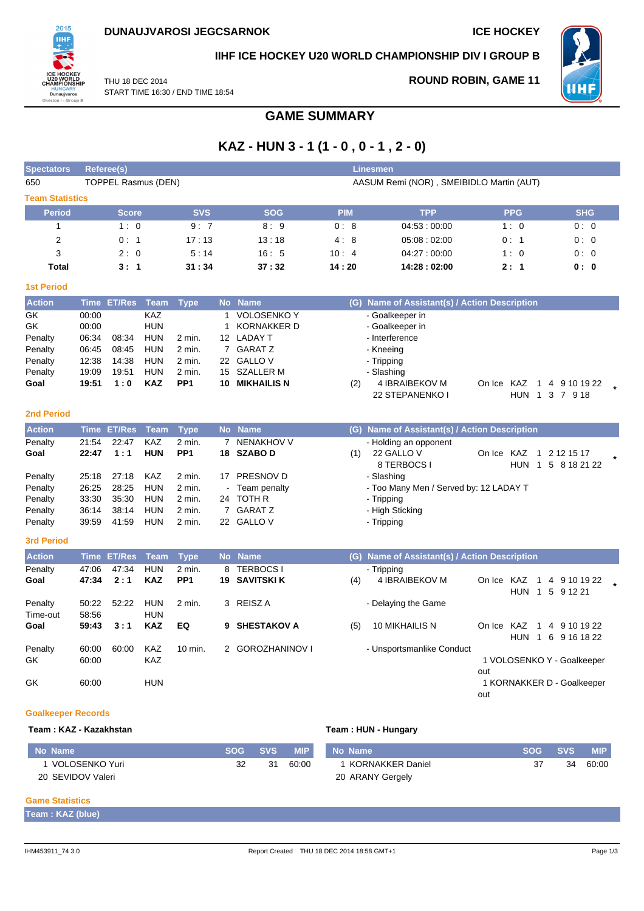**DUNAUJVAROSI JEGCSARNOK** | **ICE HOCKEY**

**IIHF ICE HOCKEY U20 WORLD CHAMPIONSHIP DIV I GROUP B**

THU 18 DEC 2014
START TIME 16:30 / END TIME 18:54

**ROUND ROBIN, GAME 11**

# GAME SUMMARY

## KAZ - HUN 3 - 1 (1 - 0 , 0 - 1 , 2 - 0)

| Spectators | Referee(s) | Linesmen |
|---|---|---|
| 650 | TOPPEL Rasmus (DEN) | AASUM Remi (NOR) , SMEIBIDLO Martin (AUT) |

### Team Statistics

| Period | Score | SVS | SOG | PIM | TPP | PPG | SHG |
|---|---|---|---|---|---|---|---|
| 1 | 1 : 0 | 9 : 7 | 8 : 9 | 0 : 8 | 04:53 : 00:00 | 1 : 0 | 0 : 0 |
| 2 | 0 : 1 | 17 : 13 | 13 : 18 | 4 : 8 | 05:08 : 02:00 | 0 : 1 | 0 : 0 |
| 3 | 2 : 0 | 5 : 14 | 16 : 5 | 10 : 4 | 04:27 : 00:00 | 1 : 0 | 0 : 0 |
| **Total** | **3 : 1** | **31 : 34** | **37 : 32** | **14 : 20** | **14:28 : 02:00** | **2 : 1** | **0 : 0** |

### 1st Period

| Action | Time | ET/Res | Team | Type | No | Name | (G) | Name of Assistant(s) / Action Description | On Ice |
|---|---|---|---|---|---|---|---|---|---|
| GK | 00:00 | | KAZ | | 1 | VOLOSENKO Y | | - Goalkeeper in | |
| GK | 00:00 | | HUN | | 1 | KORNAKKER D | | - Goalkeeper in | |
| Penalty | 06:34 | 08:34 | HUN | 2 min. | 12 | LADAY T | | - Interference | |
| Penalty | 06:45 | 08:45 | HUN | 2 min. | 7 | GARAT Z | | - Kneeing | |
| Penalty | 12:38 | 14:38 | HUN | 2 min. | 22 | GALLO V | | - Tripping | |
| Penalty | 19:09 | 19:51 | HUN | 2 min. | 15 | SZALLER M | | - Slashing | |
| **Goal** | **19:51** | **1 : 0** | **KAZ** | **PP1** | **10** | **MIKHAILIS N** | (2) | 4 IBRAIBEKOV M, 22 STEPANENKO I | KAZ 1 4 9 10 19 22; HUN 1 3 7 9 18 * |

### 2nd Period

| Action | Time | ET/Res | Team | Type | No | Name | (G) | Name of Assistant(s) / Action Description | On Ice |
|---|---|---|---|---|---|---|---|---|---|
| Penalty | 21:54 | 22:47 | KAZ | 2 min. | 7 | NENAKHOV V | | - Holding an opponent | |
| **Goal** | **22:47** | **1 : 1** | **HUN** | **PP1** | **18** | **SZABO D** | (1) | 22 GALLO V, 8 TERBOCS I | KAZ 1 2 12 15 17; HUN 1 5 8 18 21 22 * |
| Penalty | 25:18 | 27:18 | KAZ | 2 min. | 17 | PRESNOV D | | - Slashing | |
| Penalty | 26:25 | 28:25 | HUN | 2 min. | - | Team penalty | | - Too Many Men / Served by: 12 LADAY T | |
| Penalty | 33:30 | 35:30 | HUN | 2 min. | 24 | TOTH R | | - Tripping | |
| Penalty | 36:14 | 38:14 | HUN | 2 min. | 7 | GARAT Z | | - High Sticking | |
| Penalty | 39:59 | 41:59 | HUN | 2 min. | 22 | GALLO V | | - Tripping | |

### 3rd Period

| Action | Time | ET/Res | Team | Type | No | Name | (G) | Name of Assistant(s) / Action Description | On Ice |
|---|---|---|---|---|---|---|---|---|---|
| Penalty | 47:06 | 47:34 | HUN | 2 min. | 8 | TERBOCS I | | - Tripping | |
| **Goal** | **47:34** | **2 : 1** | **KAZ** | **PP1** | **19** | **SAVITSKI K** | (4) | 4 IBRAIBEKOV M | KAZ 1 4 9 10 19 22; HUN 1 5 9 12 21 * |
| Penalty | 50:22 | 52:22 | HUN | 2 min. | 3 | REISZ A | | - Delaying the Game | |
| Time-out | 58:56 | | HUN | | | | | | |
| **Goal** | **59:43** | **3 : 1** | **KAZ** | **EQ** | **9** | **SHESTAKOV A** | (5) | 10 MIKHAILIS N | KAZ 1 4 9 10 19 22; HUN 1 6 9 16 18 22 |
| Penalty | 60:00 | 60:00 | KAZ | 10 min. | 2 | GOROZHANINOV I | | - Unsportsmanlike Conduct | |
| GK | 60:00 | | KAZ | | | | | 1 VOLOSENKO Y - Goalkeeper out | |
| GK | 60:00 | | HUN | | | | | 1 KORNAKKER D - Goalkeeper out | |

### Goalkeeper Records

**Team : KAZ - Kazakhstan**

| No | Name | SOG | SVS | MIP |
|---|---|---|---|---|
| 1 | VOLOSENKO Yuri | 32 | 31 | 60:00 |
| 20 | SEVIDOV Valeri | | | |

**Team : HUN - Hungary**

| No | Name | SOG | SVS | MIP |
|---|---|---|---|---|
| 1 | KORNAKKER Daniel | 37 | 34 | 60:00 |
| 20 | ARANY Gergely | | | |

### Game Statistics

**Team : KAZ (blue)**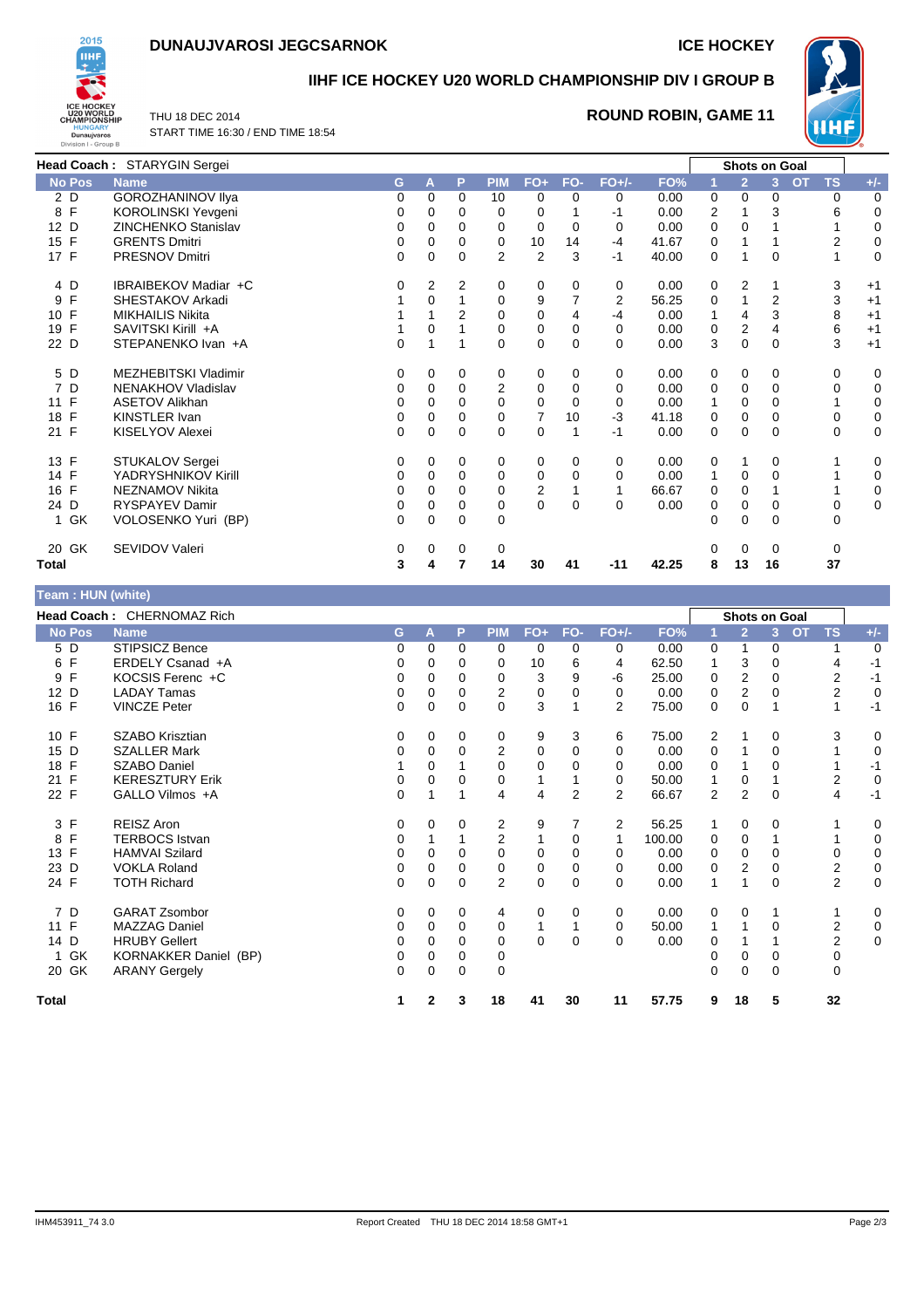# DUNAUJVAROSI JEGCSARNOK

ICE HOCKEY

## IIHF ICE HOCKEY U20 WORLD CHAMPIONSHIP DIV I GROUP B

THU 18 DEC 2014
START TIME 16:30 / END TIME 18:54

**ROUND ROBIN, GAME 11**

**Head Coach : STARYGIN Sergei**

| No | Pos | Name | G | A | P | PIM | FO+ | FO- | FO+/- | FO% | Shots on Goal 1 | 2 | 3 | OT | TS | +/- |
|---|---|---|---|---|---|---|---|---|---|---|---|---|---|---|---|---|
| 2 | D | GOROZHANINOV Ilya | 0 | 0 | 0 | 10 | 0 | 0 | 0 | 0.00 | 0 | 0 | 0 | | 0 | 0 |
| 8 | F | KOROLINSKI Yevgeni | 0 | 0 | 0 | 0 | 0 | 1 | -1 | 0.00 | 2 | 1 | 3 | | 6 | 0 |
| 12 | D | ZINCHENKO Stanislav | 0 | 0 | 0 | 0 | 0 | 0 | 0 | 0.00 | 0 | 0 | 1 | | 1 | 0 |
| 15 | F | GRENTS Dmitri | 0 | 0 | 0 | 0 | 10 | 14 | -4 | 41.67 | 0 | 1 | 1 | | 2 | 0 |
| 17 | F | PRESNOV Dmitri | 0 | 0 | 0 | 2 | 2 | 3 | -1 | 40.00 | 0 | 1 | 0 | | 1 | 0 |
| 4 | D | IBRAIBEKOV Madiar +C | 0 | 2 | 2 | 0 | 0 | 0 | 0 | 0.00 | 0 | 2 | 1 | | 3 | +1 |
| 9 | F | SHESTAKOV Arkadi | 1 | 0 | 1 | 0 | 9 | 7 | 2 | 56.25 | 0 | 1 | 2 | | 3 | +1 |
| 10 | F | MIKHAILIS Nikita | 1 | 1 | 2 | 0 | 0 | 4 | -4 | 0.00 | 1 | 4 | 3 | | 8 | +1 |
| 19 | F | SAVITSKI Kirill +A | 1 | 0 | 1 | 0 | 0 | 0 | 0 | 0.00 | 0 | 2 | 4 | | 6 | +1 |
| 22 | D | STEPANENKO Ivan +A | 0 | 1 | 1 | 0 | 0 | 0 | 0 | 0.00 | 3 | 0 | 0 | | 3 | +1 |
| 5 | D | MEZHEBITSKI Vladimir | 0 | 0 | 0 | 0 | 0 | 0 | 0 | 0.00 | 0 | 0 | 0 | | 0 | 0 |
| 7 | D | NENAKHOV Vladislav | 0 | 0 | 0 | 2 | 0 | 0 | 0 | 0.00 | 0 | 0 | 0 | | 0 | 0 |
| 11 | F | ASETOV Alikhan | 0 | 0 | 0 | 0 | 0 | 0 | 0 | 0.00 | 1 | 0 | 0 | | 1 | 0 |
| 18 | F | KINSTLER Ivan | 0 | 0 | 0 | 0 | 7 | 10 | -3 | 41.18 | 0 | 0 | 0 | | 0 | 0 |
| 21 | F | KISELYOV Alexei | 0 | 0 | 0 | 0 | 0 | 1 | -1 | 0.00 | 0 | 0 | 0 | | 0 | 0 |
| 13 | F | STUKALOV Sergei | 0 | 0 | 0 | 0 | 0 | 0 | 0 | 0.00 | 0 | 1 | 0 | | 1 | 0 |
| 14 | F | YADRYSHNIKOV Kirill | 0 | 0 | 0 | 0 | 0 | 0 | 0 | 0.00 | 1 | 0 | 0 | | 1 | 0 |
| 16 | F | NEZNAMOV Nikita | 0 | 0 | 0 | 0 | 2 | 1 | 1 | 66.67 | 0 | 0 | 1 | | 1 | 0 |
| 24 | D | RYSPAYEV Damir | 0 | 0 | 0 | 0 | 0 | 0 | 0 | 0.00 | 0 | 0 | 0 | | 0 | 0 |
| 1 | GK | VOLOSENKO Yuri (BP) | 0 | 0 | 0 | 0 | | | | | 0 | 0 | 0 | | 0 | |
| 20 | GK | SEVIDOV Valeri | 0 | 0 | 0 | 0 | | | | | 0 | 0 | 0 | | 0 | |
| **Total** | | | **3** | **4** | **7** | **14** | **30** | **41** | **-11** | **42.25** | **8** | **13** | **16** | | **37** | |

**Team : HUN (white)**

**Head Coach : CHERNOMAZ Rich**

| No | Pos | Name | G | A | P | PIM | FO+ | FO- | FO+/- | FO% | Shots on Goal 1 | 2 | 3 | OT | TS | +/- |
|---|---|---|---|---|---|---|---|---|---|---|---|---|---|---|---|---|
| 5 | D | STIPSICZ Bence | 0 | 0 | 0 | 0 | 0 | 0 | 0 | 0.00 | 0 | 1 | 0 | | 1 | 0 |
| 6 | F | ERDELY Csanad +A | 0 | 0 | 0 | 0 | 10 | 6 | 4 | 62.50 | 1 | 3 | 0 | | 4 | -1 |
| 9 | F | KOCSIS Ferenc +C | 0 | 0 | 0 | 0 | 3 | 9 | -6 | 25.00 | 0 | 2 | 0 | | 2 | -1 |
| 12 | D | LADAY Tamas | 0 | 0 | 0 | 2 | 0 | 0 | 0 | 0.00 | 0 | 2 | 0 | | 2 | 0 |
| 16 | F | VINCZE Peter | 0 | 0 | 0 | 0 | 3 | 1 | 2 | 75.00 | 0 | 0 | 1 | | 1 | -1 |
| 10 | F | SZABO Krisztian | 0 | 0 | 0 | 0 | 9 | 3 | 6 | 75.00 | 2 | 1 | 0 | | 3 | 0 |
| 15 | D | SZALLER Mark | 0 | 0 | 0 | 2 | 0 | 0 | 0 | 0.00 | 0 | 1 | 0 | | 1 | 0 |
| 18 | F | SZABO Daniel | 1 | 0 | 1 | 0 | 0 | 0 | 0 | 0.00 | 0 | 1 | 0 | | 1 | -1 |
| 21 | F | KERESZTURY Erik | 0 | 0 | 0 | 0 | 1 | 1 | 0 | 50.00 | 1 | 0 | 1 | | 2 | 0 |
| 22 | F | GALLO Vilmos +A | 0 | 1 | 1 | 4 | 4 | 2 | 2 | 66.67 | 2 | 2 | 0 | | 4 | -1 |
| 3 | F | REISZ Aron | 0 | 0 | 0 | 2 | 9 | 7 | 2 | 56.25 | 1 | 0 | 0 | | 1 | 0 |
| 8 | F | TERBOCS Istvan | 0 | 1 | 1 | 2 | 1 | 0 | 1 | 100.00 | 0 | 0 | 1 | | 1 | 0 |
| 13 | F | HAMVAI Szilard | 0 | 0 | 0 | 0 | 0 | 0 | 0 | 0.00 | 0 | 0 | 0 | | 0 | 0 |
| 23 | D | VOKLA Roland | 0 | 0 | 0 | 0 | 0 | 0 | 0 | 0.00 | 0 | 2 | 0 | | 2 | 0 |
| 24 | F | TOTH Richard | 0 | 0 | 0 | 2 | 0 | 0 | 0 | 0.00 | 1 | 1 | 0 | | 2 | 0 |
| 7 | D | GARAT Zsombor | 0 | 0 | 0 | 4 | 0 | 0 | 0 | 0.00 | 0 | 0 | 1 | | 1 | 0 |
| 11 | F | MAZZAG Daniel | 0 | 0 | 0 | 0 | 1 | 1 | 0 | 50.00 | 1 | 1 | 0 | | 2 | 0 |
| 14 | D | HRUBY Gellert | 0 | 0 | 0 | 0 | 0 | 0 | 0 | 0.00 | 0 | 1 | 1 | | 2 | 0 |
| 1 | GK | KORNAKKER Daniel (BP) | 0 | 0 | 0 | 0 | | | | | 0 | 0 | 0 | | 0 | |
| 20 | GK | ARANY Gergely | 0 | 0 | 0 | 0 | | | | | 0 | 0 | 0 | | 0 | |
| **Total** | | | **1** | **2** | **3** | **18** | **41** | **30** | **11** | **57.75** | **9** | **18** | **5** | | **32** | |

IHM453911_74 3.0 Report Created THU 18 DEC 2014 18:58 GMT+1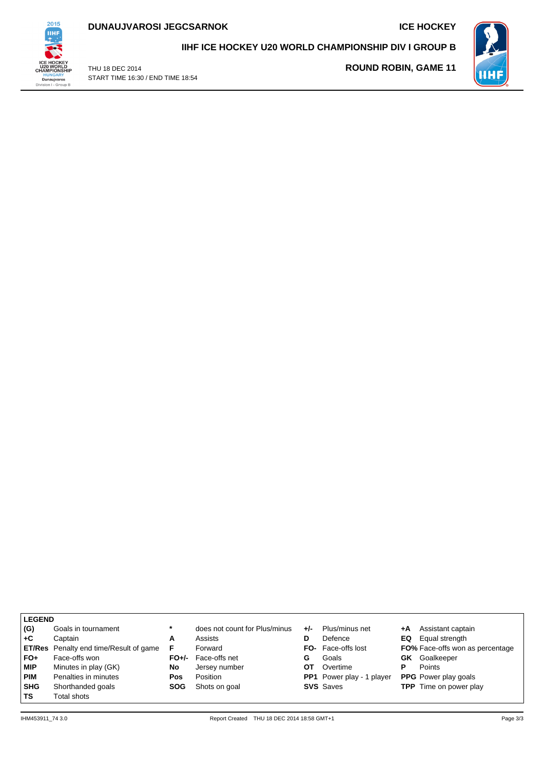DUNAUJVAROSI JEGCSARNOK

ICE HOCKEY

IIHF ICE HOCKEY U20 WORLD CHAMPIONSHIP DIV I GROUP B

THU 18 DEC 2014
START TIME 16:30 / END TIME 18:54

ROUND ROBIN, GAME 11

| LEGEND | | | | | | | |
|---|---|---|---|---|---|---|---|
| **(G)** | Goals in tournament | **\*** | does not count for Plus/minus | **+/-** | Plus/minus net | **+A** | Assistant captain |
| **+C** | Captain | **A** | Assists | **D** | Defence | **EQ** | Equal strength |
| **ET/Res** | Penalty end time/Result of game | **F** | Forward | **FO-** | Face-offs lost | **FO%** | Face-offs won as percentage |
| **FO+** | Face-offs won | **FO+/-** | Face-offs net | **G** | Goals | **GK** | Goalkeeper |
| **MIP** | Minutes in play (GK) | **No** | Jersey number | **OT** | Overtime | **P** | Points |
| **PIM** | Penalties in minutes | **Pos** | Position | **PP1** | Power play - 1 player | **PPG** | Power play goals |
| **SHG** | Shorthanded goals | **SOG** | Shots on goal | **SVS** | Saves | **TPP** | Time on power play |
| **TS** | Total shots | | | | | | |

IHM453911_74 3.0 Report Created THU 18 DEC 2014 18:58 GMT+1